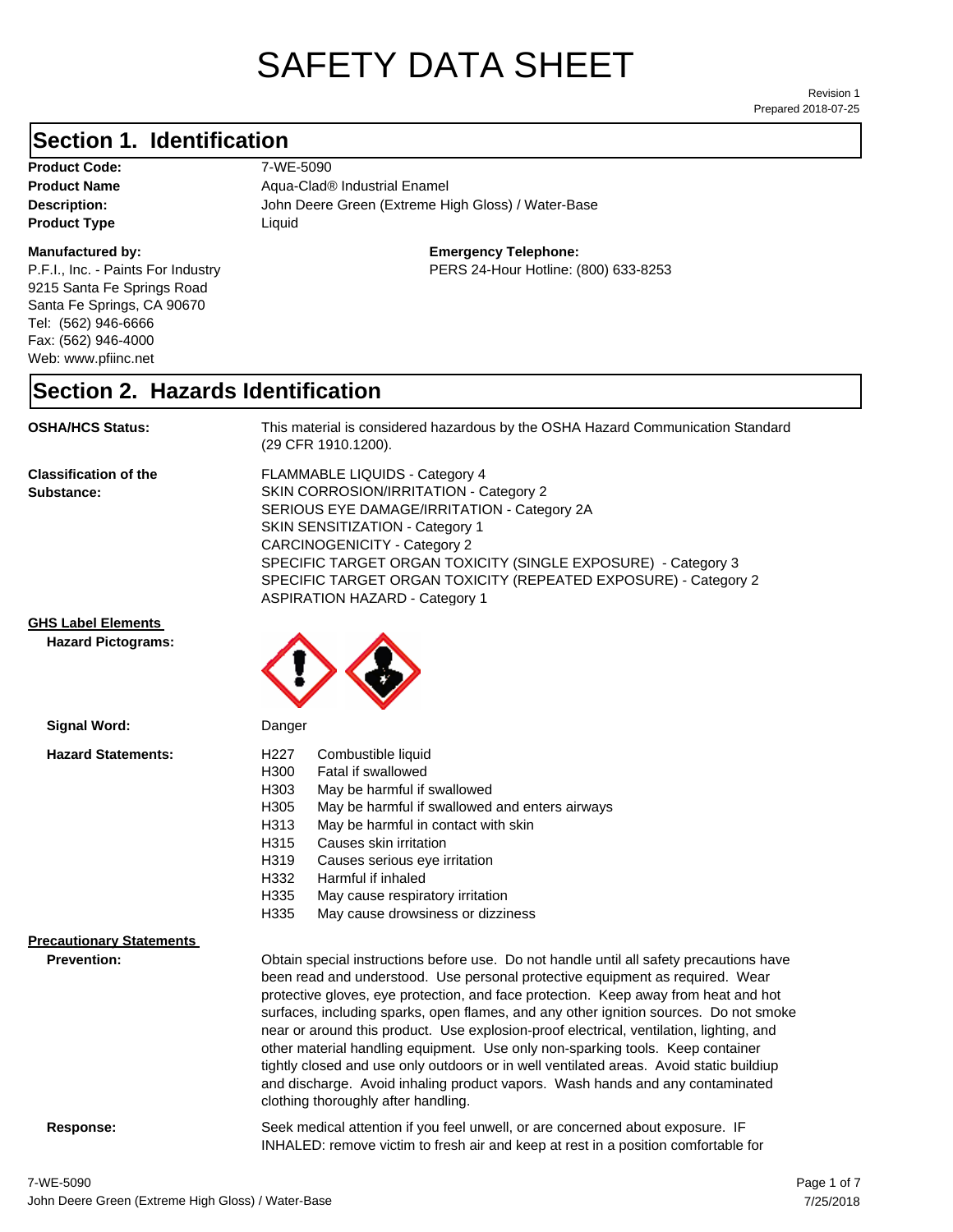# SAFETY DATA SHEET

Revision 1
Prepared 2018-07-25

## Section 1. Identification

**Product Code:** 7-WE-5090
**Product Name** Aqua-Clad® Industrial Enamel
**Description:** John Deere Green (Extreme High Gloss) / Water-Base
**Product Type** Liquid

**Manufactured by:**
P.F.I., Inc. - Paints For Industry
9215 Santa Fe Springs Road
Santa Fe Springs, CA 90670
Tel: (562) 946-6666
Fax: (562) 946-4000
Web: www.pfiinc.net

**Emergency Telephone:**
PERS 24-Hour Hotline: (800) 633-8253

## Section 2. Hazards Identification

**OSHA/HCS Status:** This material is considered hazardous by the OSHA Hazard Communication Standard (29 CFR 1910.1200).

**Classification of the Substance:**
FLAMMABLE LIQUIDS - Category 4
SKIN CORROSION/IRRITATION - Category 2
SERIOUS EYE DAMAGE/IRRITATION - Category 2A
SKIN SENSITIZATION - Category 1
CARCINOGENICITY - Category 2
SPECIFIC TARGET ORGAN TOXICITY (SINGLE EXPOSURE) - Category 3
SPECIFIC TARGET ORGAN TOXICITY (REPEATED EXPOSURE) - Category 2
ASPIRATION HAZARD - Category 1

**GHS Label Elements**

**Hazard Pictograms:**

**Signal Word:** Danger

**Hazard Statements:**

| | |
|---|---|
| H227 | Combustible liquid |
| H300 | Fatal if swallowed |
| H303 | May be harmful if swallowed |
| H305 | May be harmful if swallowed and enters airways |
| H313 | May be harmful in contact with skin |
| H315 | Causes skin irritation |
| H319 | Causes serious eye irritation |
| H332 | Harmful if inhaled |
| H335 | May cause respiratory irritation |
| H335 | May cause drowsiness or dizziness |

**Precautionary Statements**

**Prevention:** Obtain special instructions before use. Do not handle until all safety precautions have been read and understood. Use personal protective equipment as required. Wear protective gloves, eye protection, and face protection. Keep away from heat and hot surfaces, including sparks, open flames, and any other ignition sources. Do not smoke near or around this product. Use explosion-proof electrical, ventilation, lighting, and other material handling equipment. Use only non-sparking tools. Keep container tightly closed and use only outdoors or in well ventilated areas. Avoid static buildiup and discharge. Avoid inhaling product vapors. Wash hands and any contaminated clothing thoroughly after handling.

**Response:** Seek medical attention if you feel unwell, or are concerned about exposure. IF INHALED: remove victim to fresh air and keep at rest in a position comfortable for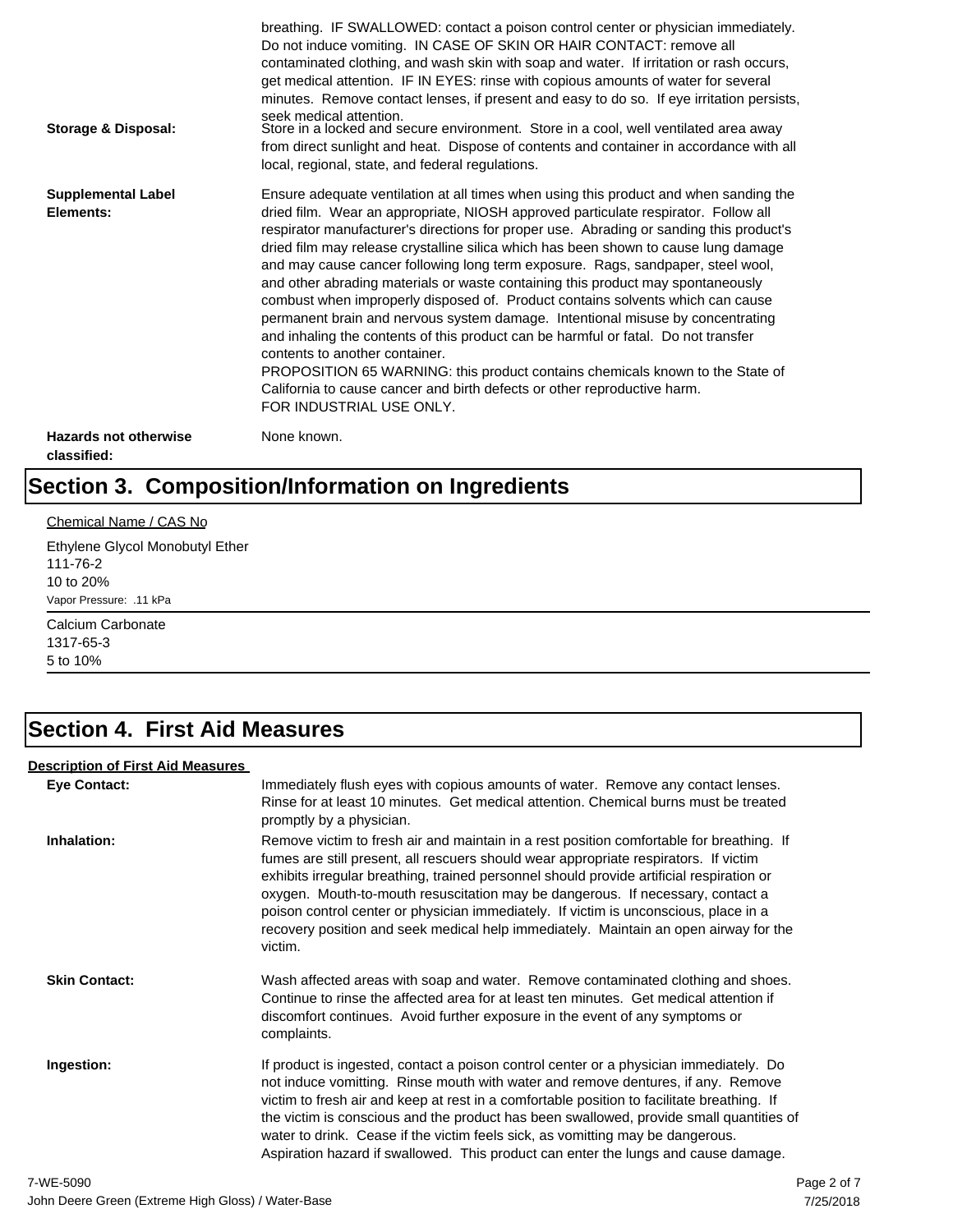breathing. IF SWALLOWED: contact a poison control center or physician immediately. Do not induce vomiting. IN CASE OF SKIN OR HAIR CONTACT: remove all contaminated clothing, and wash skin with soap and water. If irritation or rash occurs, get medical attention. IF IN EYES: rinse with copious amounts of water for several minutes. Remove contact lenses, if present and easy to do so. If eye irritation persists, seek medical attention.

**Storage & Disposal:** Store in a locked and secure environment. Store in a cool, well ventilated area away from direct sunlight and heat. Dispose of contents and container in accordance with all local, regional, state, and federal regulations.

**Supplemental Label Elements:** Ensure adequate ventilation at all times when using this product and when sanding the dried film. Wear an appropriate, NIOSH approved particulate respirator. Follow all respirator manufacturer's directions for proper use. Abrading or sanding this product's dried film may release crystalline silica which has been shown to cause lung damage and may cause cancer following long term exposure. Rags, sandpaper, steel wool, and other abrading materials or waste containing this product may spontaneously combust when improperly disposed of. Product contains solvents which can cause permanent brain and nervous system damage. Intentional misuse by concentrating and inhaling the contents of this product can be harmful or fatal. Do not transfer contents to another container.
PROPOSITION 65 WARNING: this product contains chemicals known to the State of California to cause cancer and birth defects or other reproductive harm.
FOR INDUSTRIAL USE ONLY.

**Hazards not otherwise classified:** None known.

# Section 3. Composition/Information on Ingredients

Chemical Name / CAS No

Ethylene Glycol Monobutyl Ether
111-76-2
10 to 20%
Vapor Pressure: .11 kPa

---

Calcium Carbonate
1317-65-3
5 to 10%

---

# Section 4. First Aid Measures

**Description of First Aid Measures**

**Eye Contact:** Immediately flush eyes with copious amounts of water. Remove any contact lenses. Rinse for at least 10 minutes. Get medical attention. Chemical burns must be treated promptly by a physician.

**Inhalation:** Remove victim to fresh air and maintain in a rest position comfortable for breathing. If fumes are still present, all rescuers should wear appropriate respirators. If victim exhibits irregular breathing, trained personnel should provide artificial respiration or oxygen. Mouth-to-mouth resuscitation may be dangerous. If necessary, contact a poison control center or physician immediately. If victim is unconscious, place in a recovery position and seek medical help immediately. Maintain an open airway for the victim.

**Skin Contact:** Wash affected areas with soap and water. Remove contaminated clothing and shoes. Continue to rinse the affected area for at least ten minutes. Get medical attention if discomfort continues. Avoid further exposure in the event of any symptoms or complaints.

**Ingestion:** If product is ingested, contact a poison control center or a physician immediately. Do not induce vomitting. Rinse mouth with water and remove dentures, if any. Remove victim to fresh air and keep at rest in a comfortable position to facilitate breathing. If the victim is conscious and the product has been swallowed, provide small quantities of water to drink. Cease if the victim feels sick, as vomitting may be dangerous. Aspiration hazard if swallowed. This product can enter the lungs and cause damage.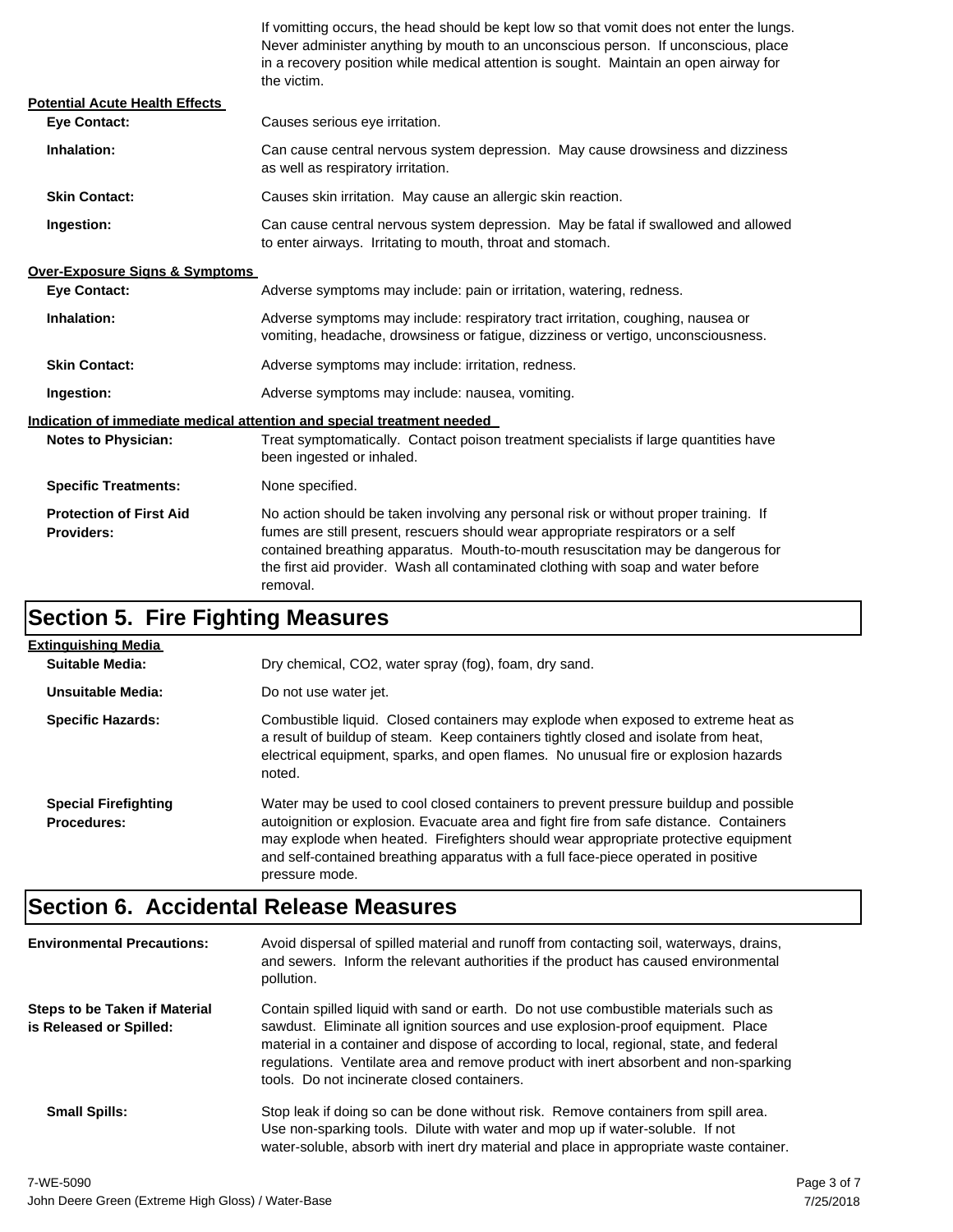If vomitting occurs, the head should be kept low so that vomit does not enter the lungs. Never administer anything by mouth to an unconscious person. If unconscious, place in a recovery position while medical attention is sought. Maintain an open airway for the victim.

**Potential Acute Health Effects**

**Eye Contact:** Causes serious eye irritation.

**Inhalation:** Can cause central nervous system depression. May cause drowsiness and dizziness as well as respiratory irritation.

**Skin Contact:** Causes skin irritation. May cause an allergic skin reaction.

**Ingestion:** Can cause central nervous system depression. May be fatal if swallowed and allowed to enter airways. Irritating to mouth, throat and stomach.

**Over-Exposure Signs & Symptoms**

**Eye Contact:** Adverse symptoms may include: pain or irritation, watering, redness.

**Inhalation:** Adverse symptoms may include: respiratory tract irritation, coughing, nausea or vomiting, headache, drowsiness or fatigue, dizziness or vertigo, unconsciousness.

**Skin Contact:** Adverse symptoms may include: irritation, redness.

**Ingestion:** Adverse symptoms may include: nausea, vomiting.

**Indication of immediate medical attention and special treatment needed**

**Notes to Physician:** Treat symptomatically. Contact poison treatment specialists if large quantities have been ingested or inhaled.

**Specific Treatments:** None specified.

**Protection of First Aid Providers:** No action should be taken involving any personal risk or without proper training. If fumes are still present, rescuers should wear appropriate respirators or a self contained breathing apparatus. Mouth-to-mouth resuscitation may be dangerous for the first aid provider. Wash all contaminated clothing with soap and water before removal.

## Section 5. Fire Fighting Measures

**Extinguishing Media**

**Suitable Media:** Dry chemical, CO2, water spray (fog), foam, dry sand.

**Unsuitable Media:** Do not use water jet.

**Specific Hazards:** Combustible liquid. Closed containers may explode when exposed to extreme heat as a result of buildup of steam. Keep containers tightly closed and isolate from heat, electrical equipment, sparks, and open flames. No unusual fire or explosion hazards noted.

**Special Firefighting Procedures:** Water may be used to cool closed containers to prevent pressure buildup and possible autoignition or explosion. Evacuate area and fight fire from safe distance. Containers may explode when heated. Firefighters should wear appropriate protective equipment and self-contained breathing apparatus with a full face-piece operated in positive pressure mode.

## Section 6. Accidental Release Measures

**Environmental Precautions:** Avoid dispersal of spilled material and runoff from contacting soil, waterways, drains, and sewers. Inform the relevant authorities if the product has caused environmental pollution.

**Steps to be Taken if Material is Released or Spilled:** Contain spilled liquid with sand or earth. Do not use combustible materials such as sawdust. Eliminate all ignition sources and use explosion-proof equipment. Place material in a container and dispose of according to local, regional, state, and federal regulations. Ventilate area and remove product with inert absorbent and non-sparking tools. Do not incinerate closed containers.

**Small Spills:** Stop leak if doing so can be done without risk. Remove containers from spill area. Use non-sparking tools. Dilute with water and mop up if water-soluble. If not water-soluble, absorb with inert dry material and place in appropriate waste container.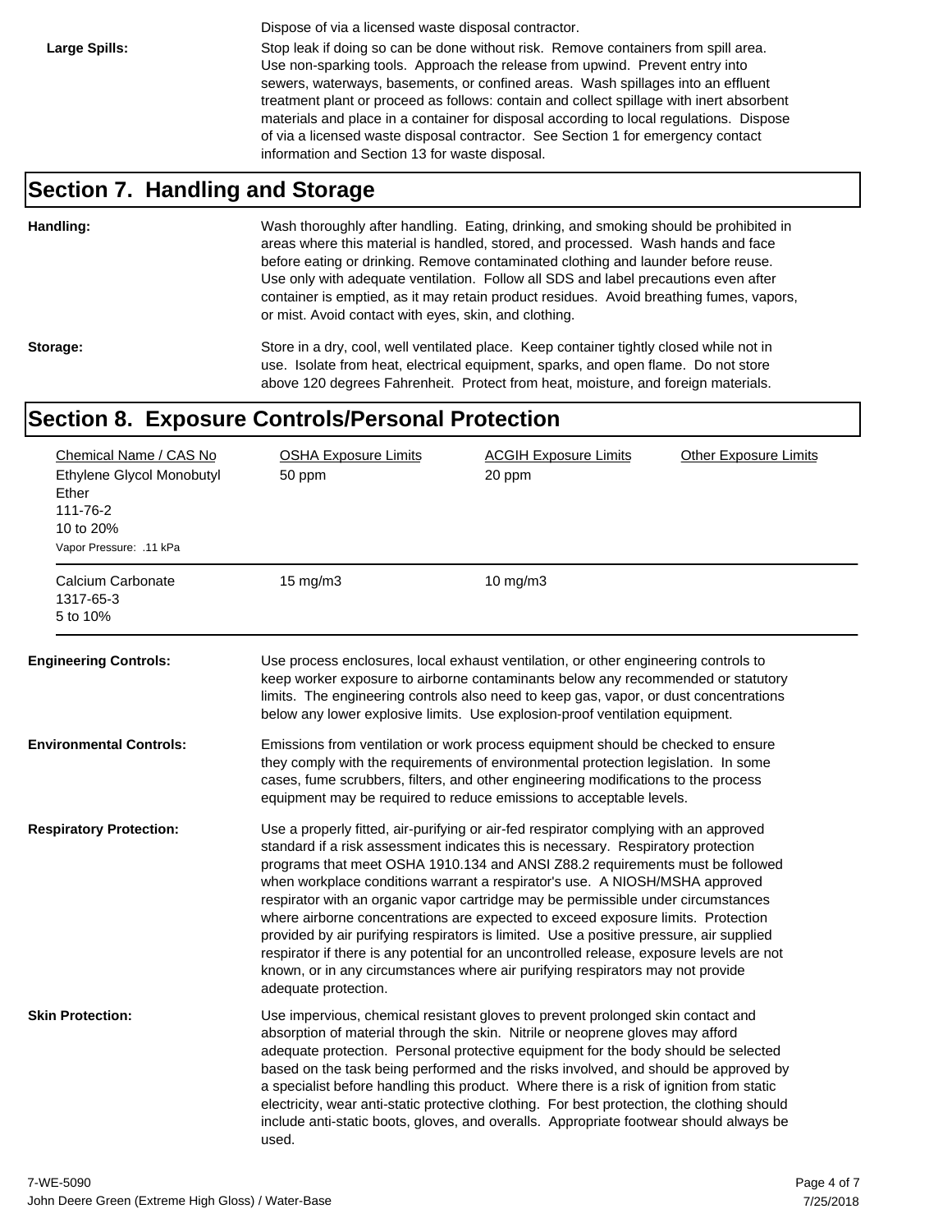Dispose of via a licensed waste disposal contractor.

**Large Spills:** Stop leak if doing so can be done without risk. Remove containers from spill area. Use non-sparking tools. Approach the release from upwind. Prevent entry into sewers, waterways, basements, or confined areas. Wash spillages into an effluent treatment plant or proceed as follows: contain and collect spillage with inert absorbent materials and place in a container for disposal according to local regulations. Dispose of via a licensed waste disposal contractor. See Section 1 for emergency contact information and Section 13 for waste disposal.

## Section 7. Handling and Storage

**Handling:** Wash thoroughly after handling. Eating, drinking, and smoking should be prohibited in areas where this material is handled, stored, and processed. Wash hands and face before eating or drinking. Remove contaminated clothing and launder before reuse. Use only with adequate ventilation. Follow all SDS and label precautions even after container is emptied, as it may retain product residues. Avoid breathing fumes, vapors, or mist. Avoid contact with eyes, skin, and clothing.

**Storage:** Store in a dry, cool, well ventilated place. Keep container tightly closed while not in use. Isolate from heat, electrical equipment, sparks, and open flame. Do not store above 120 degrees Fahrenheit. Protect from heat, moisture, and foreign materials.

## Section 8. Exposure Controls/Personal Protection

| Chemical Name / CAS No | OSHA Exposure Limits | ACGIH Exposure Limits | Other Exposure Limits |
|---|---|---|---|
| Ethylene Glycol Monobutyl Ether<br>111-76-2<br>10 to 20%<br>Vapor Pressure: .11 kPa | 50 ppm | 20 ppm | |
| Calcium Carbonate<br>1317-65-3<br>5 to 10% | 15 mg/m3 | 10 mg/m3 | |

**Engineering Controls:** Use process enclosures, local exhaust ventilation, or other engineering controls to keep worker exposure to airborne contaminants below any recommended or statutory limits. The engineering controls also need to keep gas, vapor, or dust concentrations below any lower explosive limits. Use explosion-proof ventilation equipment.

**Environmental Controls:** Emissions from ventilation or work process equipment should be checked to ensure they comply with the requirements of environmental protection legislation. In some cases, fume scrubbers, filters, and other engineering modifications to the process equipment may be required to reduce emissions to acceptable levels.

**Respiratory Protection:** Use a properly fitted, air-purifying or air-fed respirator complying with an approved standard if a risk assessment indicates this is necessary. Respiratory protection programs that meet OSHA 1910.134 and ANSI Z88.2 requirements must be followed when workplace conditions warrant a respirator's use. A NIOSH/MSHA approved respirator with an organic vapor cartridge may be permissible under circumstances where airborne concentrations are expected to exceed exposure limits. Protection provided by air purifying respirators is limited. Use a positive pressure, air supplied respirator if there is any potential for an uncontrolled release, exposure levels are not known, or in any circumstances where air purifying respirators may not provide adequate protection.

**Skin Protection:** Use impervious, chemical resistant gloves to prevent prolonged skin contact and absorption of material through the skin. Nitrile or neoprene gloves may afford adequate protection. Personal protective equipment for the body should be selected based on the task being performed and the risks involved, and should be approved by a specialist before handling this product. Where there is a risk of ignition from static electricity, wear anti-static protective clothing. For best protection, the clothing should include anti-static boots, gloves, and overalls. Appropriate footwear should always be used.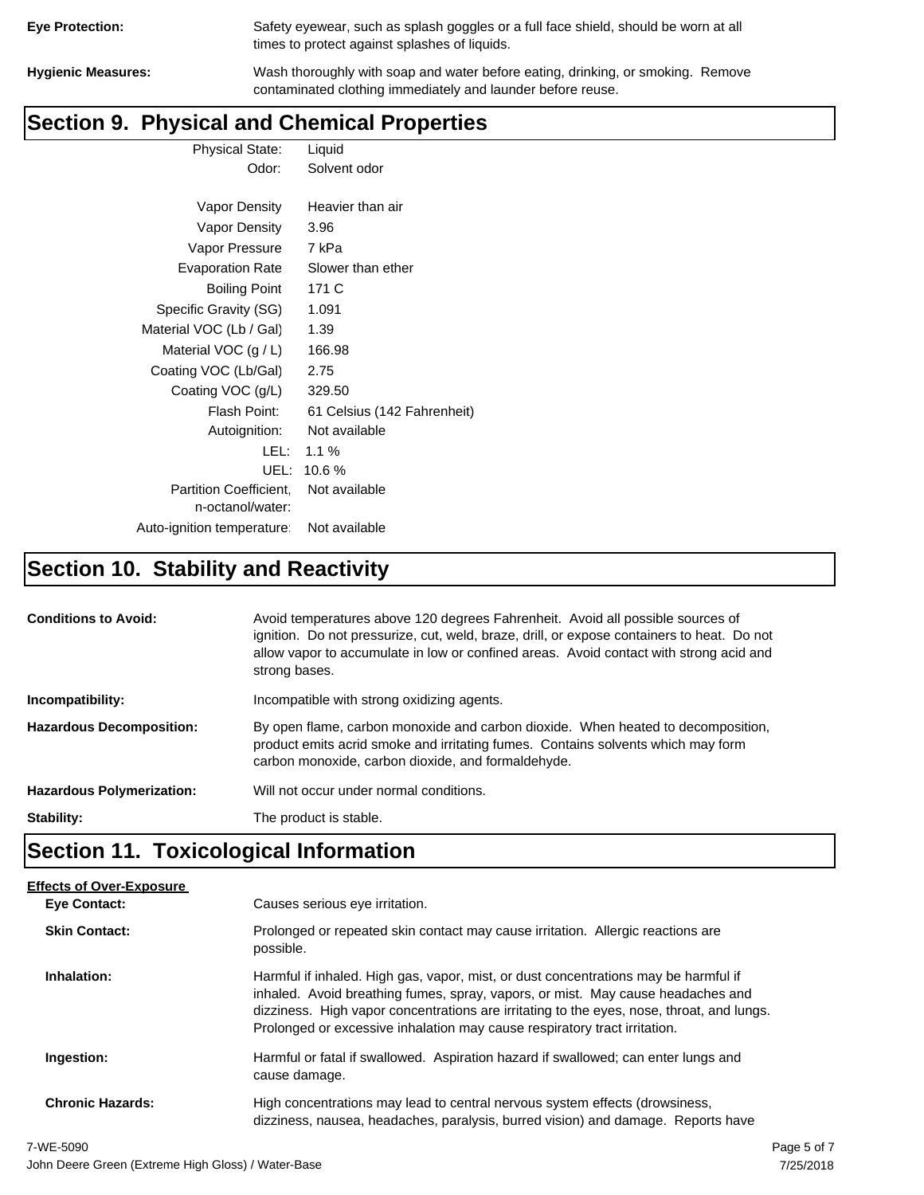**Eye Protection:** Safety eyewear, such as splash goggles or a full face shield, should be worn at all times to protect against splashes of liquids.

**Hygienic Measures:** Wash thoroughly with soap and water before eating, drinking, or smoking. Remove contaminated clothing immediately and launder before reuse.

## Section 9. Physical and Chemical Properties

| Property | Value |
|---|---|
| Physical State: | Liquid |
| Odor: | Solvent odor |
| Vapor Density | Heavier than air |
| Vapor Density | 3.96 |
| Vapor Pressure | 7 kPa |
| Evaporation Rate | Slower than ether |
| Boiling Point | 171 C |
| Specific Gravity (SG) | 1.091 |
| Material VOC (Lb / Gal) | 1.39 |
| Material VOC (g / L) | 166.98 |
| Coating VOC (Lb/Gal) | 2.75 |
| Coating VOC (g/L) | 329.50 |
| Flash Point: | 61 Celsius (142 Fahrenheit) |
| Autoignition: | Not available |
| LEL: | 1.1 % |
| UEL: | 10.6 % |
| Partition Coefficient, n-octanol/water: | Not available |
| Auto-ignition temperature: | Not available |

## Section 10. Stability and Reactivity

**Conditions to Avoid:** Avoid temperatures above 120 degrees Fahrenheit. Avoid all possible sources of ignition. Do not pressurize, cut, weld, braze, drill, or expose containers to heat. Do not allow vapor to accumulate in low or confined areas. Avoid contact with strong acid and strong bases.

**Incompatibility:** Incompatible with strong oxidizing agents.

**Hazardous Decomposition:** By open flame, carbon monoxide and carbon dioxide. When heated to decomposition, product emits acrid smoke and irritating fumes. Contains solvents which may form carbon monoxide, carbon dioxide, and formaldehyde.

**Hazardous Polymerization:** Will not occur under normal conditions.

**Stability:** The product is stable.

## Section 11. Toxicological Information

**Effects of Over-Exposure**

**Eye Contact:** Causes serious eye irritation.

**Skin Contact:** Prolonged or repeated skin contact may cause irritation. Allergic reactions are possible.

**Inhalation:** Harmful if inhaled. High gas, vapor, mist, or dust concentrations may be harmful if inhaled. Avoid breathing fumes, spray, vapors, or mist. May cause headaches and dizziness. High vapor concentrations are irritating to the eyes, nose, throat, and lungs. Prolonged or excessive inhalation may cause respiratory tract irritation.

**Ingestion:** Harmful or fatal if swallowed. Aspiration hazard if swallowed; can enter lungs and cause damage.

**Chronic Hazards:** High concentrations may lead to central nervous system effects (drowsiness, dizziness, nausea, headaches, paralysis, burred vision) and damage. Reports have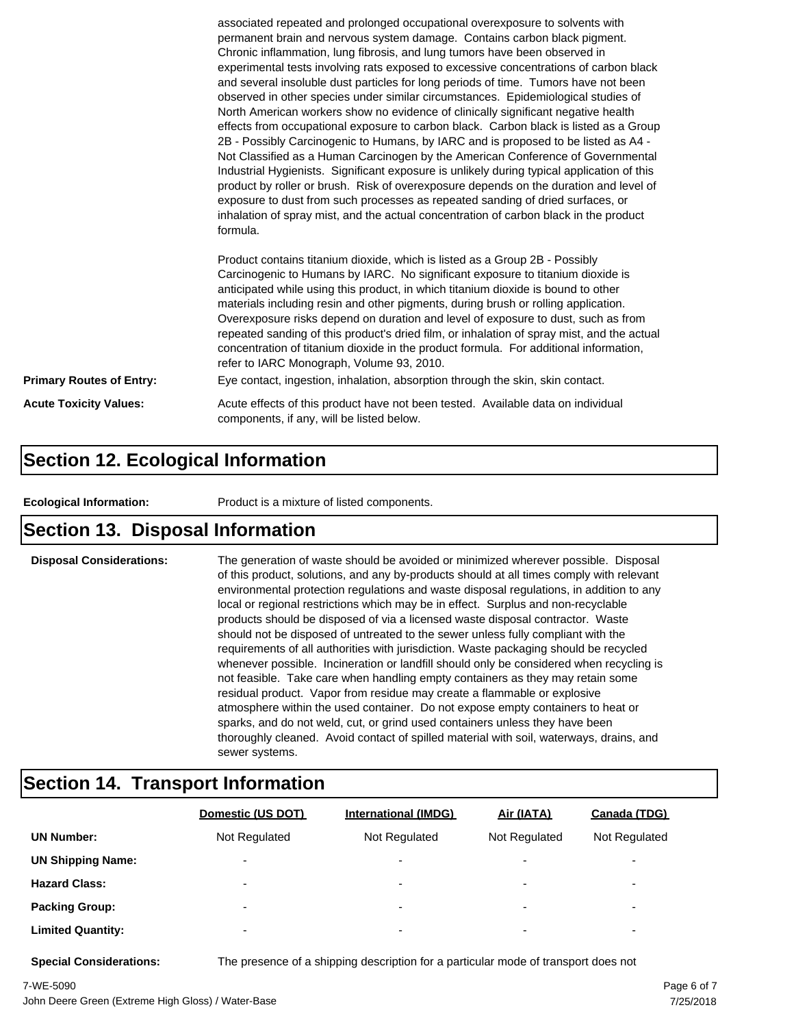associated repeated and prolonged occupational overexposure to solvents with permanent brain and nervous system damage. Contains carbon black pigment. Chronic inflammation, lung fibrosis, and lung tumors have been observed in experimental tests involving rats exposed to excessive concentrations of carbon black and several insoluble dust particles for long periods of time. Tumors have not been observed in other species under similar circumstances. Epidemiological studies of North American workers show no evidence of clinically significant negative health effects from occupational exposure to carbon black. Carbon black is listed as a Group 2B - Possibly Carcinogenic to Humans, by IARC and is proposed to be listed as A4 - Not Classified as a Human Carcinogen by the American Conference of Governmental Industrial Hygienists. Significant exposure is unlikely during typical application of this product by roller or brush. Risk of overexposure depends on the duration and level of exposure to dust from such processes as repeated sanding of dried surfaces, or inhalation of spray mist, and the actual concentration of carbon black in the product formula.

Product contains titanium dioxide, which is listed as a Group 2B - Possibly Carcinogenic to Humans by IARC. No significant exposure to titanium dioxide is anticipated while using this product, in which titanium dioxide is bound to other materials including resin and other pigments, during brush or rolling application. Overexposure risks depend on duration and level of exposure to dust, such as from repeated sanding of this product's dried film, or inhalation of spray mist, and the actual concentration of titanium dioxide in the product formula. For additional information, refer to IARC Monograph, Volume 93, 2010.

**Primary Routes of Entry:** Eye contact, ingestion, inhalation, absorption through the skin, skin contact.

**Acute Toxicity Values:** Acute effects of this product have not been tested. Available data on individual components, if any, will be listed below.

## Section 12. Ecological Information

**Ecological Information:** Product is a mixture of listed components.

## Section 13. Disposal Information

**Disposal Considerations:** The generation of waste should be avoided or minimized wherever possible. Disposal of this product, solutions, and any by-products should at all times comply with relevant environmental protection regulations and waste disposal regulations, in addition to any local or regional restrictions which may be in effect. Surplus and non-recyclable products should be disposed of via a licensed waste disposal contractor. Waste should not be disposed of untreated to the sewer unless fully compliant with the requirements of all authorities with jurisdiction. Waste packaging should be recycled whenever possible. Incineration or landfill should only be considered when recycling is not feasible. Take care when handling empty containers as they may retain some residual product. Vapor from residue may create a flammable or explosive atmosphere within the used container. Do not expose empty containers to heat or sparks, and do not weld, cut, or grind used containers unless they have been thoroughly cleaned. Avoid contact of spilled material with soil, waterways, drains, and sewer systems.

## Section 14. Transport Information

| | Domestic (US DOT) | International (IMDG) | Air (IATA) | Canada (TDG) |
|---|---|---|---|---|
| **UN Number:** | Not Regulated | Not Regulated | Not Regulated | Not Regulated |
| **UN Shipping Name:** | - | - | - | - |
| **Hazard Class:** | - | - | - | - |
| **Packing Group:** | - | - | - | - |
| **Limited Quantity:** | - | - | - | - |

**Special Considerations:** The presence of a shipping description for a particular mode of transport does not

7-WE-5090

John Deere Green (Extreme High Gloss) / Water-Base

7/25/2018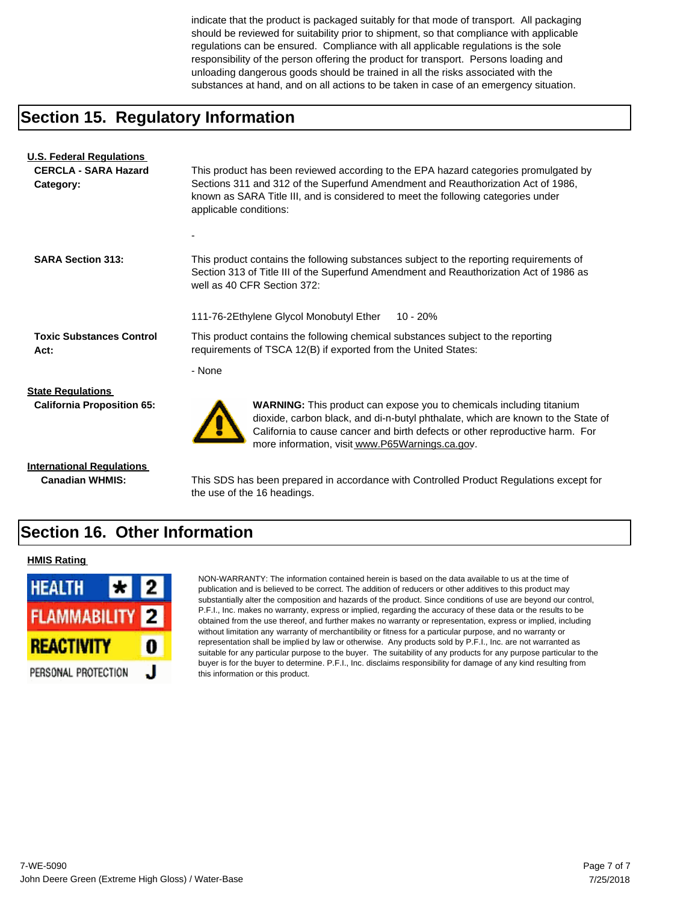indicate that the product is packaged suitably for that mode of transport. All packaging should be reviewed for suitability prior to shipment, so that compliance with applicable regulations can be ensured. Compliance with all applicable regulations is the sole responsibility of the person offering the product for transport. Persons loading and unloading dangerous goods should be trained in all the risks associated with the substances at hand, and on all actions to be taken in case of an emergency situation.

## Section 15. Regulatory Information

**U.S. Federal Regulations**

**CERCLA - SARA Hazard Category:**

This product has been reviewed according to the EPA hazard categories promulgated by Sections 311 and 312 of the Superfund Amendment and Reauthorization Act of 1986, known as SARA Title III, and is considered to meet the following categories under applicable conditions:

-

**SARA Section 313:**

This product contains the following substances subject to the reporting requirements of Section 313 of Title III of the Superfund Amendment and Reauthorization Act of 1986 as well as 40 CFR Section 372:

111-76-2Ethylene Glycol Monobutyl Ether    10 - 20%

**Toxic Substances Control Act:**

This product contains the following chemical substances subject to the reporting requirements of TSCA 12(B) if exported from the United States:

- None

**State Regulations**

**California Proposition 65:**

**WARNING:** This product can expose you to chemicals including titanium dioxide, carbon black, and di-n-butyl phthalate, which are known to the State of California to cause cancer and birth defects or other reproductive harm. For more information, visit www.P65Warnings.ca.gov.

**International Regulations**

**Canadian WHMIS:**

This SDS has been prepared in accordance with Controlled Product Regulations except for the use of the 16 headings.

## Section 16. Other Information

**HMIS Rating**

| | | |
|---|---|---|
| HEALTH | * | 2 |
| FLAMMABILITY | | 2 |
| REACTIVITY | | 0 |
| PERSONAL PROTECTION | | J |

NON-WARRANTY: The information contained herein is based on the data available to us at the time of publication and is believed to be correct. The addition of reducers or other additives to this product may substantially alter the composition and hazards of the product. Since conditions of use are beyond our control, P.F.I., Inc. makes no warranty, express or implied, regarding the accuracy of these data or the results to be obtained from the use thereof, and further makes no warranty or representation, express or implied, including without limitation any warranty of merchantibility or fitness for a particular purpose, and no warranty or representation shall be implied by law or otherwise. Any products sold by P.F.I., Inc. are not warranted as suitable for any particular purpose to the buyer. The suitability of any products for any purpose particular to the buyer is for the buyer to determine. P.F.I., Inc. disclaims responsibility for damage of any kind resulting from this information or this product.

7-WE-5090
John Deere Green (Extreme High Gloss) / Water-Base
7/25/2018